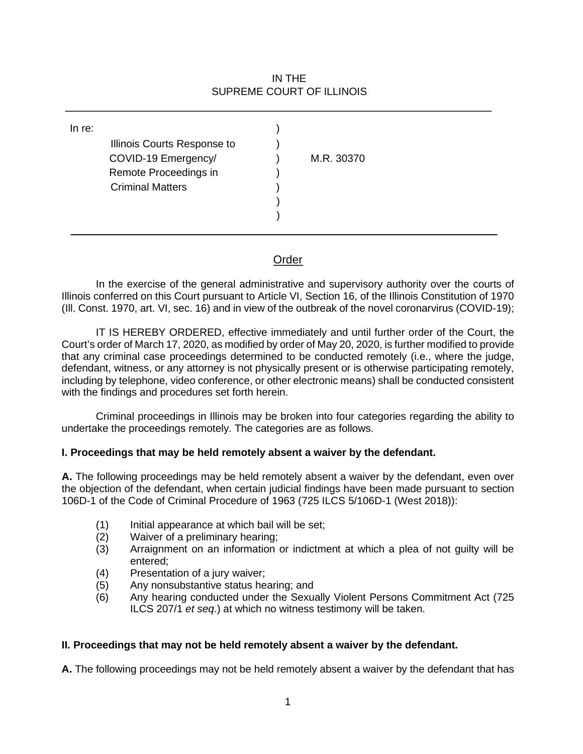IN THE
SUPREME COURT OF ILLINOIS

---

In re:
Illinois Courts Response to COVID-19 Emergency/ Remote Proceedings in Criminal Matters

M.R. 30370

---

## Order

In the exercise of the general administrative and supervisory authority over the courts of Illinois conferred on this Court pursuant to Article VI, Section 16, of the Illinois Constitution of 1970 (Ill. Const. 1970, art. VI, sec. 16) and in view of the outbreak of the novel coronarvirus (COVID-19);

IT IS HEREBY ORDERED, effective immediately and until further order of the Court, the Court's order of March 17, 2020, as modified by order of May 20, 2020, is further modified to provide that any criminal case proceedings determined to be conducted remotely (i.e., where the judge, defendant, witness, or any attorney is not physically present or is otherwise participating remotely, including by telephone, video conference, or other electronic means) shall be conducted consistent with the findings and procedures set forth herein.

Criminal proceedings in Illinois may be broken into four categories regarding the ability to undertake the proceedings remotely. The categories are as follows.

**I. Proceedings that may be held remotely absent a waiver by the defendant.**

**A.** The following proceedings may be held remotely absent a waiver by the defendant, even over the objection of the defendant, when certain judicial findings have been made pursuant to section 106D-1 of the Code of Criminal Procedure of 1963 (725 ILCS 5/106D-1 (West 2018)):

(1) Initial appearance at which bail will be set;
(2) Waiver of a preliminary hearing;
(3) Arraignment on an information or indictment at which a plea of not guilty will be entered;
(4) Presentation of a jury waiver;
(5) Any nonsubstantive status hearing; and
(6) Any hearing conducted under the Sexually Violent Persons Commitment Act (725 ILCS 207/1 *et seq*.) at which no witness testimony will be taken.

**II. Proceedings that may not be held remotely absent a waiver by the defendant.**

**A.** The following proceedings may not be held remotely absent a waiver by the defendant that has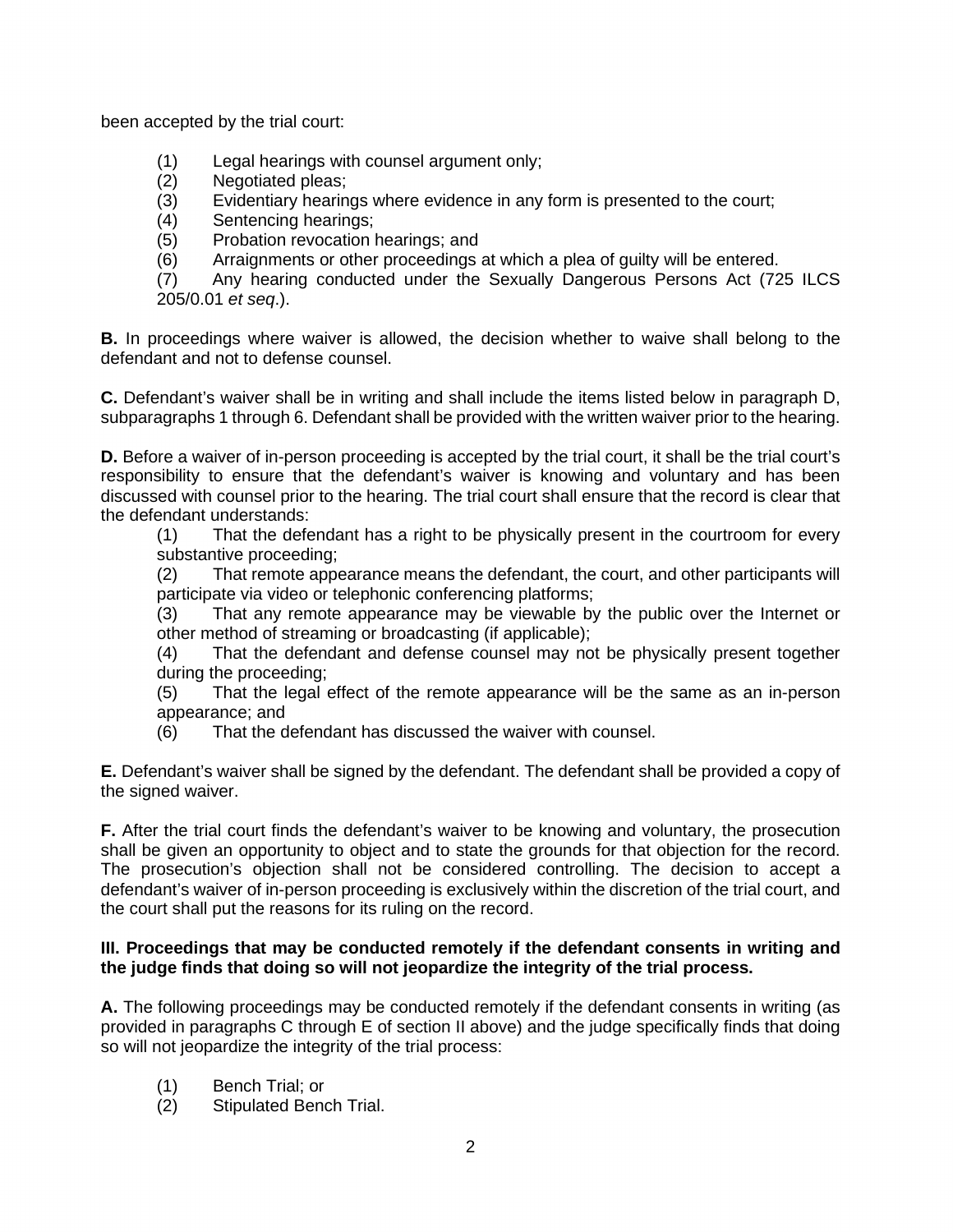been accepted by the trial court:

(1) Legal hearings with counsel argument only;
(2) Negotiated pleas;
(3) Evidentiary hearings where evidence in any form is presented to the court;
(4) Sentencing hearings;
(5) Probation revocation hearings; and
(6) Arraignments or other proceedings at which a plea of guilty will be entered.
(7) Any hearing conducted under the Sexually Dangerous Persons Act (725 ILCS 205/0.01 *et seq*.).

**B.** In proceedings where waiver is allowed, the decision whether to waive shall belong to the defendant and not to defense counsel.

**C.** Defendant's waiver shall be in writing and shall include the items listed below in paragraph D, subparagraphs 1 through 6. Defendant shall be provided with the written waiver prior to the hearing.

**D.** Before a waiver of in-person proceeding is accepted by the trial court, it shall be the trial court's responsibility to ensure that the defendant's waiver is knowing and voluntary and has been discussed with counsel prior to the hearing. The trial court shall ensure that the record is clear that the defendant understands:

(1) That the defendant has a right to be physically present in the courtroom for every substantive proceeding;
(2) That remote appearance means the defendant, the court, and other participants will participate via video or telephonic conferencing platforms;
(3) That any remote appearance may be viewable by the public over the Internet or other method of streaming or broadcasting (if applicable);
(4) That the defendant and defense counsel may not be physically present together during the proceeding;
(5) That the legal effect of the remote appearance will be the same as an in-person appearance; and
(6) That the defendant has discussed the waiver with counsel.

**E.** Defendant's waiver shall be signed by the defendant. The defendant shall be provided a copy of the signed waiver.

**F.** After the trial court finds the defendant's waiver to be knowing and voluntary, the prosecution shall be given an opportunity to object and to state the grounds for that objection for the record. The prosecution's objection shall not be considered controlling. The decision to accept a defendant's waiver of in-person proceeding is exclusively within the discretion of the trial court, and the court shall put the reasons for its ruling on the record.

**III. Proceedings that may be conducted remotely if the defendant consents in writing and the judge finds that doing so will not jeopardize the integrity of the trial process.**

**A.** The following proceedings may be conducted remotely if the defendant consents in writing (as provided in paragraphs C through E of section II above) and the judge specifically finds that doing so will not jeopardize the integrity of the trial process:

(1) Bench Trial; or
(2) Stipulated Bench Trial.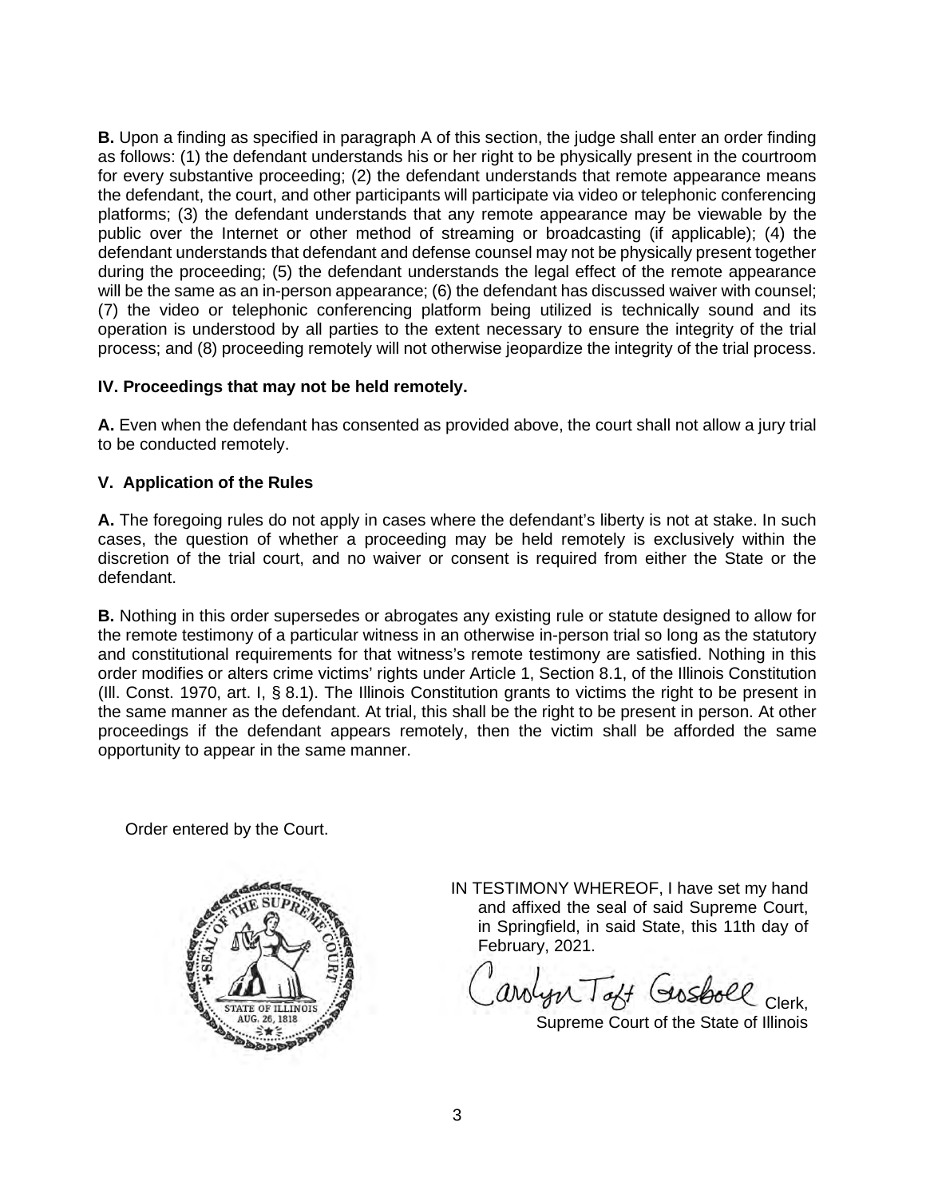**B.** Upon a finding as specified in paragraph A of this section, the judge shall enter an order finding as follows: (1) the defendant understands his or her right to be physically present in the courtroom for every substantive proceeding; (2) the defendant understands that remote appearance means the defendant, the court, and other participants will participate via video or telephonic conferencing platforms; (3) the defendant understands that any remote appearance may be viewable by the public over the Internet or other method of streaming or broadcasting (if applicable); (4) the defendant understands that defendant and defense counsel may not be physically present together during the proceeding; (5) the defendant understands the legal effect of the remote appearance will be the same as an in-person appearance; (6) the defendant has discussed waiver with counsel; (7) the video or telephonic conferencing platform being utilized is technically sound and its operation is understood by all parties to the extent necessary to ensure the integrity of the trial process; and (8) proceeding remotely will not otherwise jeopardize the integrity of the trial process.

### IV. Proceedings that may not be held remotely.

**A.** Even when the defendant has consented as provided above, the court shall not allow a jury trial to be conducted remotely.

### V. Application of the Rules

**A.** The foregoing rules do not apply in cases where the defendant's liberty is not at stake. In such cases, the question of whether a proceeding may be held remotely is exclusively within the discretion of the trial court, and no waiver or consent is required from either the State or the defendant.

**B.** Nothing in this order supersedes or abrogates any existing rule or statute designed to allow for the remote testimony of a particular witness in an otherwise in-person trial so long as the statutory and constitutional requirements for that witness's remote testimony are satisfied. Nothing in this order modifies or alters crime victims' rights under Article 1, Section 8.1, of the Illinois Constitution (Ill. Const. 1970, art. I, § 8.1). The Illinois Constitution grants to victims the right to be present in the same manner as the defendant. At trial, this shall be the right to be present in person. At other proceedings if the defendant appears remotely, then the victim shall be afforded the same opportunity to appear in the same manner.

Order entered by the Court.

IN TESTIMONY WHEREOF, I have set my hand and affixed the seal of said Supreme Court, in Springfield, in said State, this 11th day of February, 2021.

Carolyn Taft Grosboll Clerk,
Supreme Court of the State of Illinois